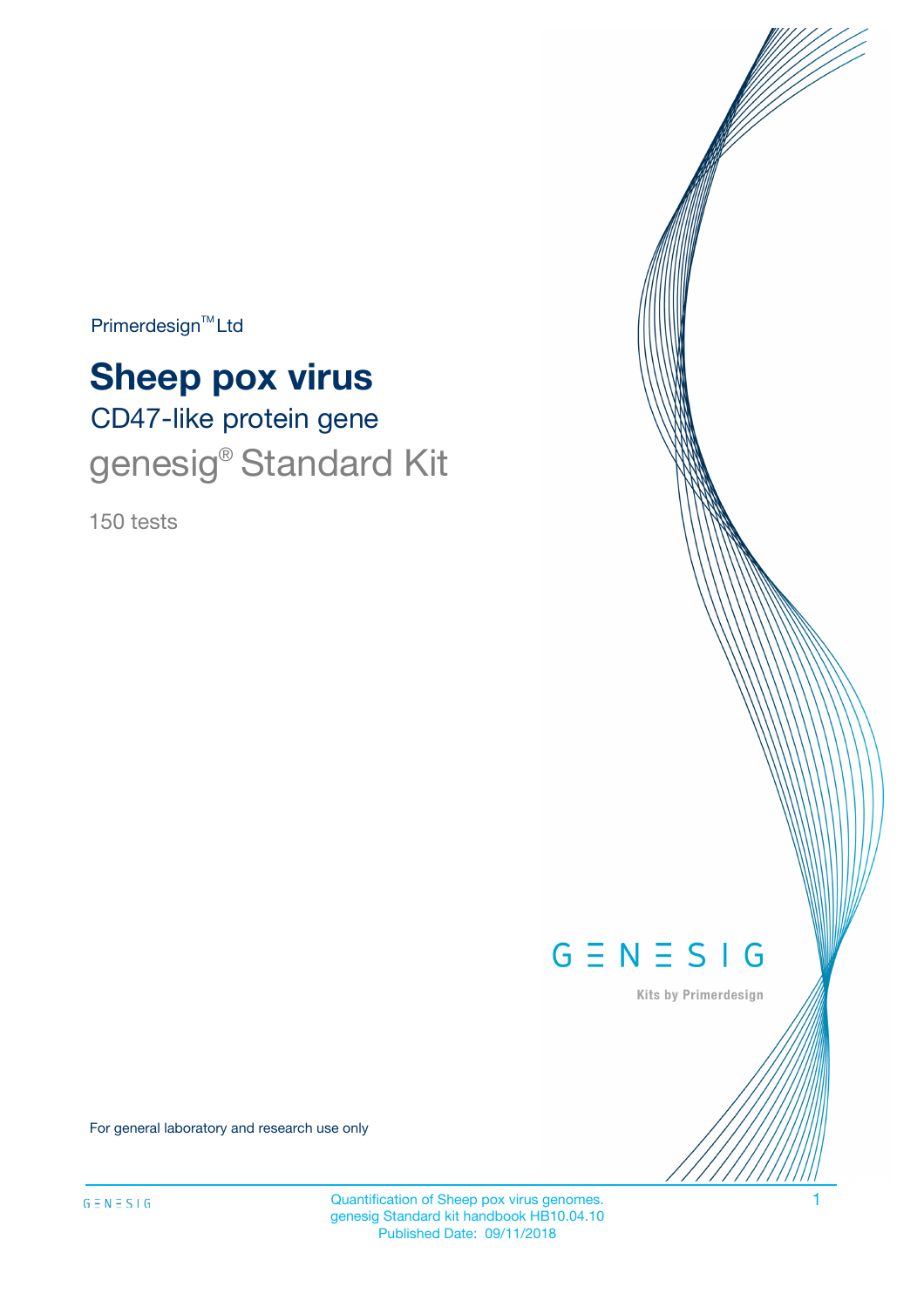Primerdesign™ Ltd

# Sheep pox virus

## CD47-like protein gene

## genesig® Standard Kit

150 tests

GENESIG

Kits by Primerdesign

For general laboratory and research use only

Quantification of Sheep pox virus genomes.
genesig Standard kit handbook HB10.04.10
Published Date: 09/11/2018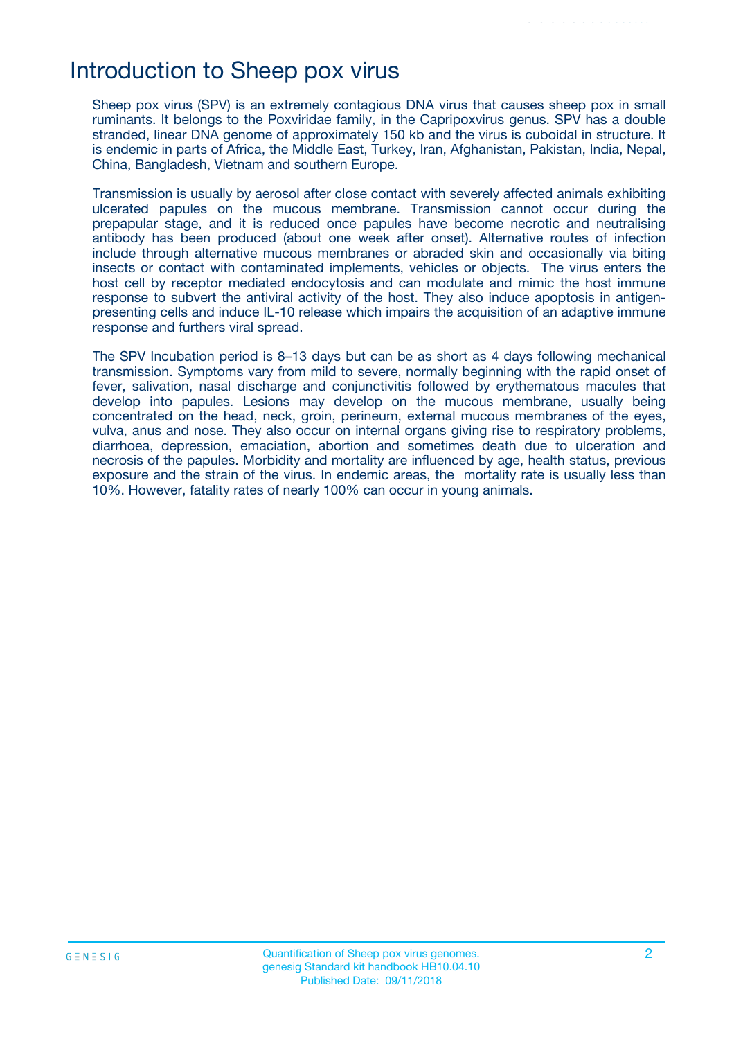# Introduction to Sheep pox virus

Sheep pox virus (SPV) is an extremely contagious DNA virus that causes sheep pox in small ruminants. It belongs to the Poxviridae family, in the Capripoxvirus genus. SPV has a double stranded, linear DNA genome of approximately 150 kb and the virus is cuboidal in structure. It is endemic in parts of Africa, the Middle East, Turkey, Iran, Afghanistan, Pakistan, India, Nepal, China, Bangladesh, Vietnam and southern Europe.

Transmission is usually by aerosol after close contact with severely affected animals exhibiting ulcerated papules on the mucous membrane. Transmission cannot occur during the prepapular stage, and it is reduced once papules have become necrotic and neutralising antibody has been produced (about one week after onset). Alternative routes of infection include through alternative mucous membranes or abraded skin and occasionally via biting insects or contact with contaminated implements, vehicles or objects. The virus enters the host cell by receptor mediated endocytosis and can modulate and mimic the host immune response to subvert the antiviral activity of the host. They also induce apoptosis in antigen-presenting cells and induce IL-10 release which impairs the acquisition of an adaptive immune response and furthers viral spread.

The SPV Incubation period is 8–13 days but can be as short as 4 days following mechanical transmission. Symptoms vary from mild to severe, normally beginning with the rapid onset of fever, salivation, nasal discharge and conjunctivitis followed by erythematous macules that develop into papules. Lesions may develop on the mucous membrane, usually being concentrated on the head, neck, groin, perineum, external mucous membranes of the eyes, vulva, anus and nose. They also occur on internal organs giving rise to respiratory problems, diarrhoea, depression, emaciation, abortion and sometimes death due to ulceration and necrosis of the papules. Morbidity and mortality are influenced by age, health status, previous exposure and the strain of the virus. In endemic areas, the mortality rate is usually less than 10%. However, fatality rates of nearly 100% can occur in young animals.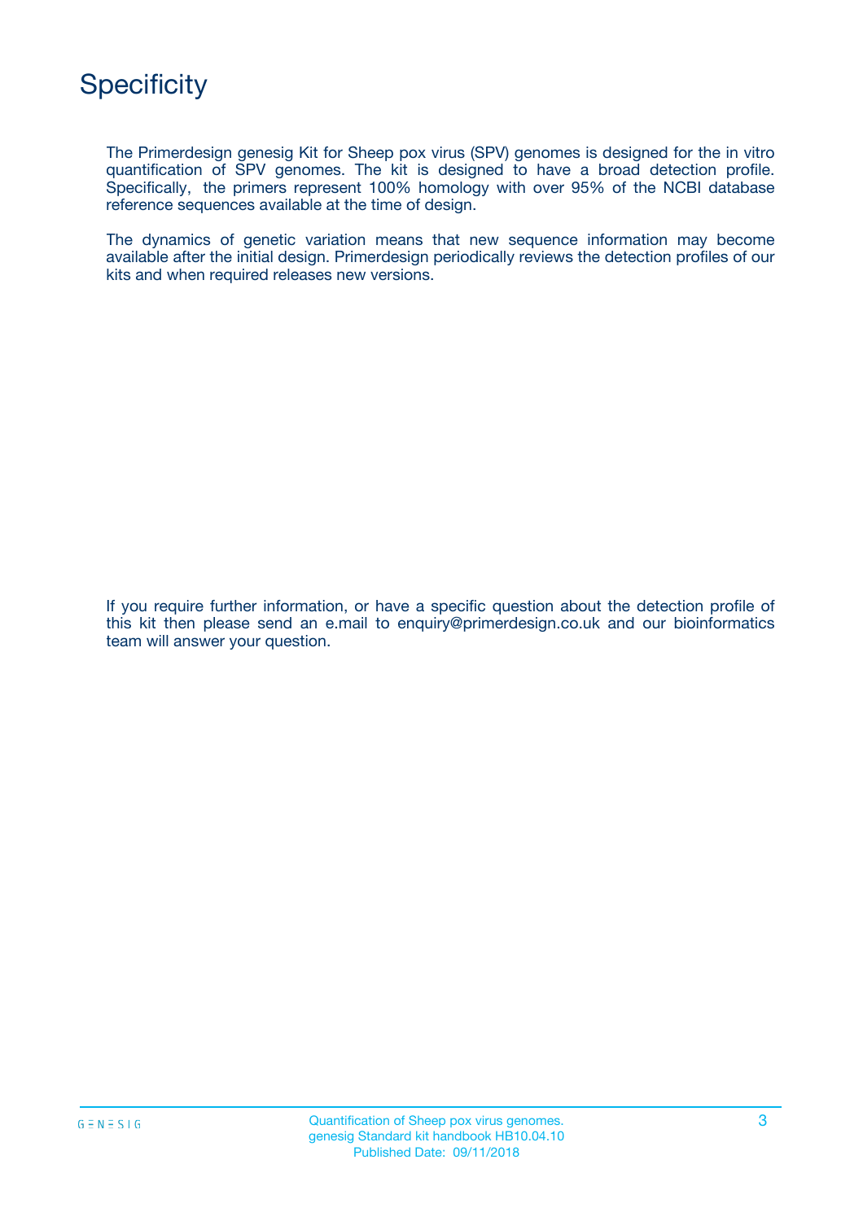# Specificity

The Primerdesign genesig Kit for Sheep pox virus (SPV) genomes is designed for the in vitro quantification of SPV genomes. The kit is designed to have a broad detection profile. Specifically, the primers represent 100% homology with over 95% of the NCBI database reference sequences available at the time of design.

The dynamics of genetic variation means that new sequence information may become available after the initial design. Primerdesign periodically reviews the detection profiles of our kits and when required releases new versions.

If you require further information, or have a specific question about the detection profile of this kit then please send an e.mail to enquiry@primerdesign.co.uk and our bioinformatics team will answer your question.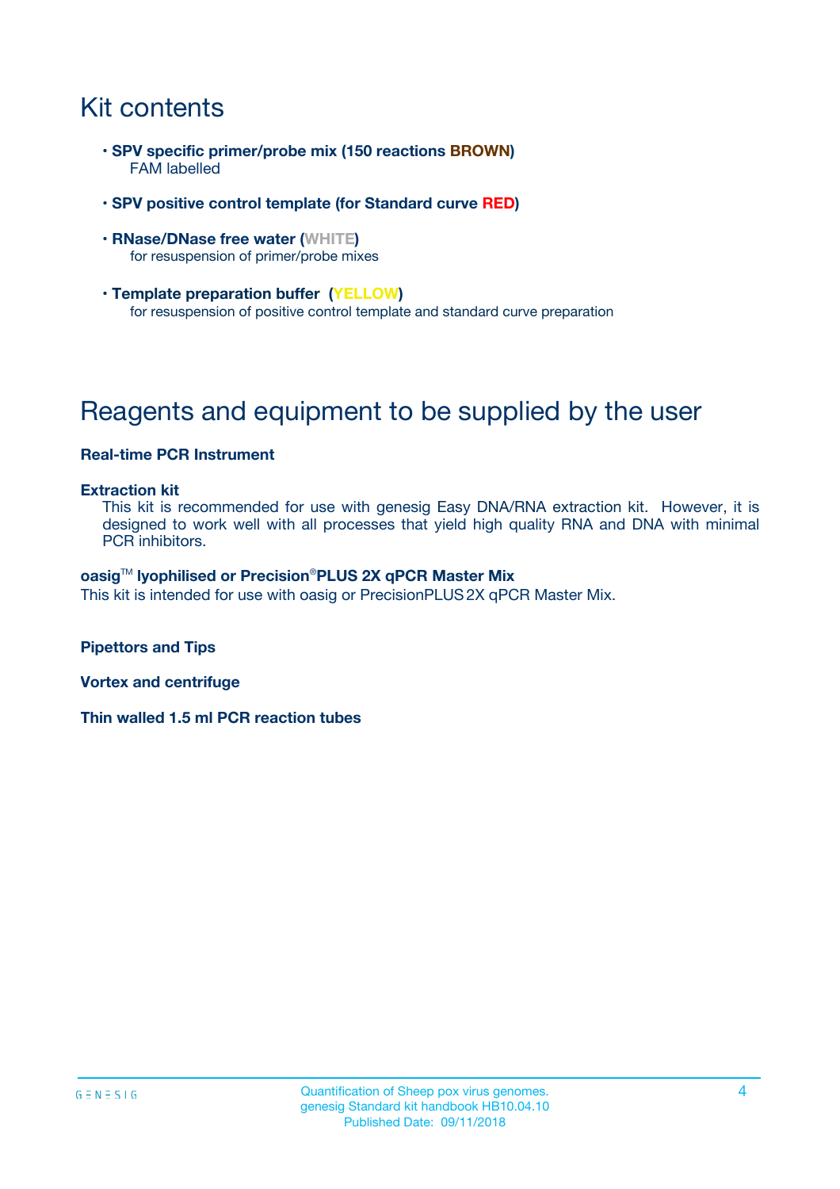# Kit contents

- **SPV specific primer/probe mix (150 reactions BROWN)**
  FAM labelled
- **SPV positive control template (for Standard curve RED)**
- **RNase/DNase free water (WHITE)**
  for resuspension of primer/probe mixes
- **Template preparation buffer (YELLOW)**
  for resuspension of positive control template and standard curve preparation

# Reagents and equipment to be supplied by the user

**Real-time PCR Instrument**

**Extraction kit**
This kit is recommended for use with genesig Easy DNA/RNA extraction kit. However, it is designed to work well with all processes that yield high quality RNA and DNA with minimal PCR inhibitors.

**oasig™ lyophilised or Precision®PLUS 2X qPCR Master Mix**
This kit is intended for use with oasig or PrecisionPLUS 2X qPCR Master Mix.

**Pipettors and Tips**

**Vortex and centrifuge**

**Thin walled 1.5 ml PCR reaction tubes**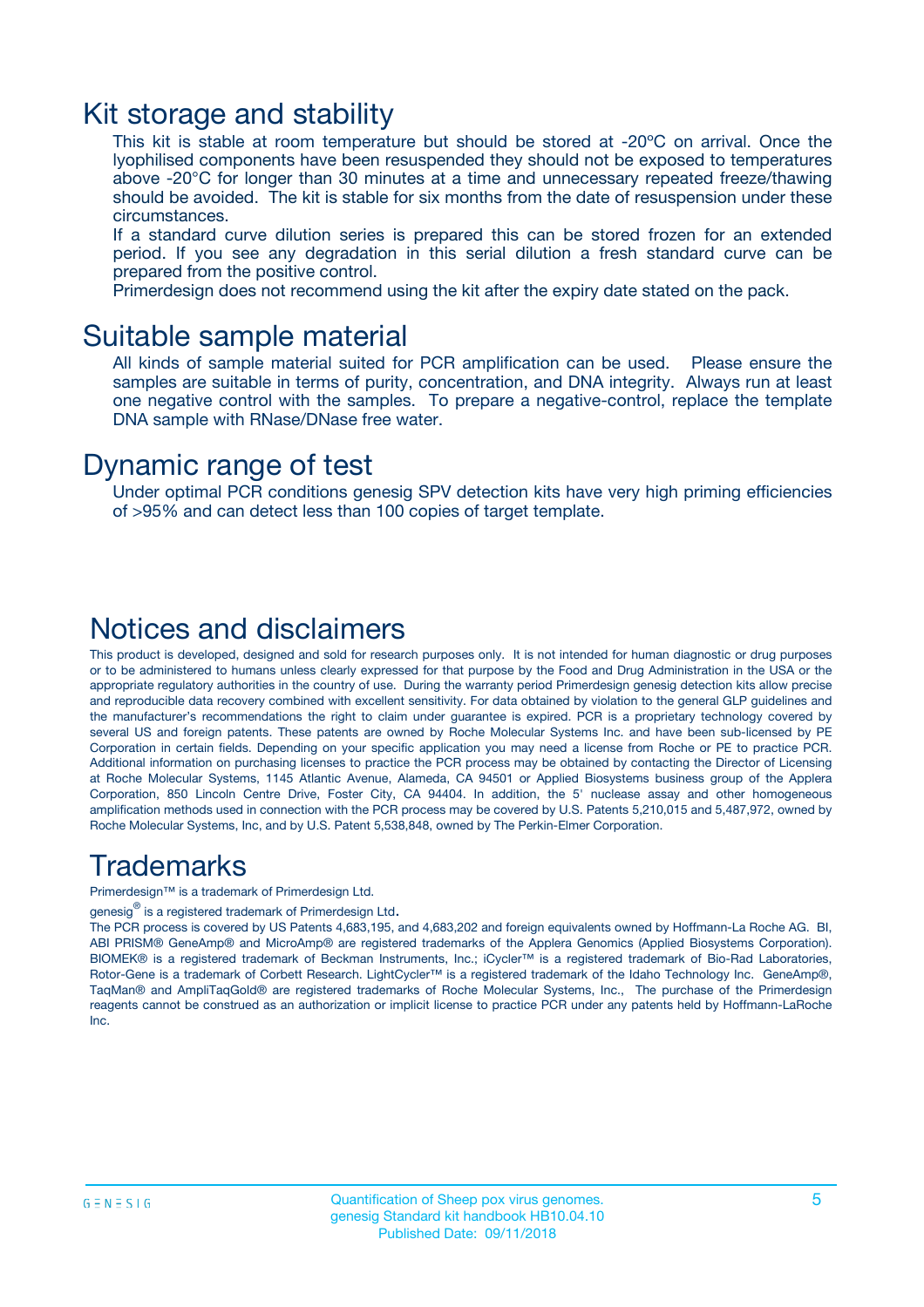# Kit storage and stability

This kit is stable at room temperature but should be stored at -20ºC on arrival. Once the lyophilised components have been resuspended they should not be exposed to temperatures above -20°C for longer than 30 minutes at a time and unnecessary repeated freeze/thawing should be avoided. The kit is stable for six months from the date of resuspension under these circumstances.

If a standard curve dilution series is prepared this can be stored frozen for an extended period. If you see any degradation in this serial dilution a fresh standard curve can be prepared from the positive control.

Primerdesign does not recommend using the kit after the expiry date stated on the pack.

# Suitable sample material

All kinds of sample material suited for PCR amplification can be used. Please ensure the samples are suitable in terms of purity, concentration, and DNA integrity. Always run at least one negative control with the samples. To prepare a negative-control, replace the template DNA sample with RNase/DNase free water.

# Dynamic range of test

Under optimal PCR conditions genesig SPV detection kits have very high priming efficiencies of >95% and can detect less than 100 copies of target template.

# Notices and disclaimers

This product is developed, designed and sold for research purposes only. It is not intended for human diagnostic or drug purposes or to be administered to humans unless clearly expressed for that purpose by the Food and Drug Administration in the USA or the appropriate regulatory authorities in the country of use. During the warranty period Primerdesign genesig detection kits allow precise and reproducible data recovery combined with excellent sensitivity. For data obtained by violation to the general GLP guidelines and the manufacturer's recommendations the right to claim under guarantee is expired. PCR is a proprietary technology covered by several US and foreign patents. These patents are owned by Roche Molecular Systems Inc. and have been sub-licensed by PE Corporation in certain fields. Depending on your specific application you may need a license from Roche or PE to practice PCR. Additional information on purchasing licenses to practice the PCR process may be obtained by contacting the Director of Licensing at Roche Molecular Systems, 1145 Atlantic Avenue, Alameda, CA 94501 or Applied Biosystems business group of the Applera Corporation, 850 Lincoln Centre Drive, Foster City, CA 94404. In addition, the 5' nuclease assay and other homogeneous amplification methods used in connection with the PCR process may be covered by U.S. Patents 5,210,015 and 5,487,972, owned by Roche Molecular Systems, Inc, and by U.S. Patent 5,538,848, owned by The Perkin-Elmer Corporation.

# Trademarks

Primerdesign™ is a trademark of Primerdesign Ltd.

genesig® is a registered trademark of Primerdesign Ltd.

The PCR process is covered by US Patents 4,683,195, and 4,683,202 and foreign equivalents owned by Hoffmann-La Roche AG. BI, ABI PRISM® GeneAmp® and MicroAmp® are registered trademarks of the Applera Genomics (Applied Biosystems Corporation). BIOMEK® is a registered trademark of Beckman Instruments, Inc.; iCycler™ is a registered trademark of Bio-Rad Laboratories, Rotor-Gene is a trademark of Corbett Research. LightCycler™ is a registered trademark of the Idaho Technology Inc. GeneAmp®, TaqMan® and AmpliTaqGold® are registered trademarks of Roche Molecular Systems, Inc., The purchase of the Primerdesign reagents cannot be construed as an authorization or implicit license to practice PCR under any patents held by Hoffmann-LaRoche Inc.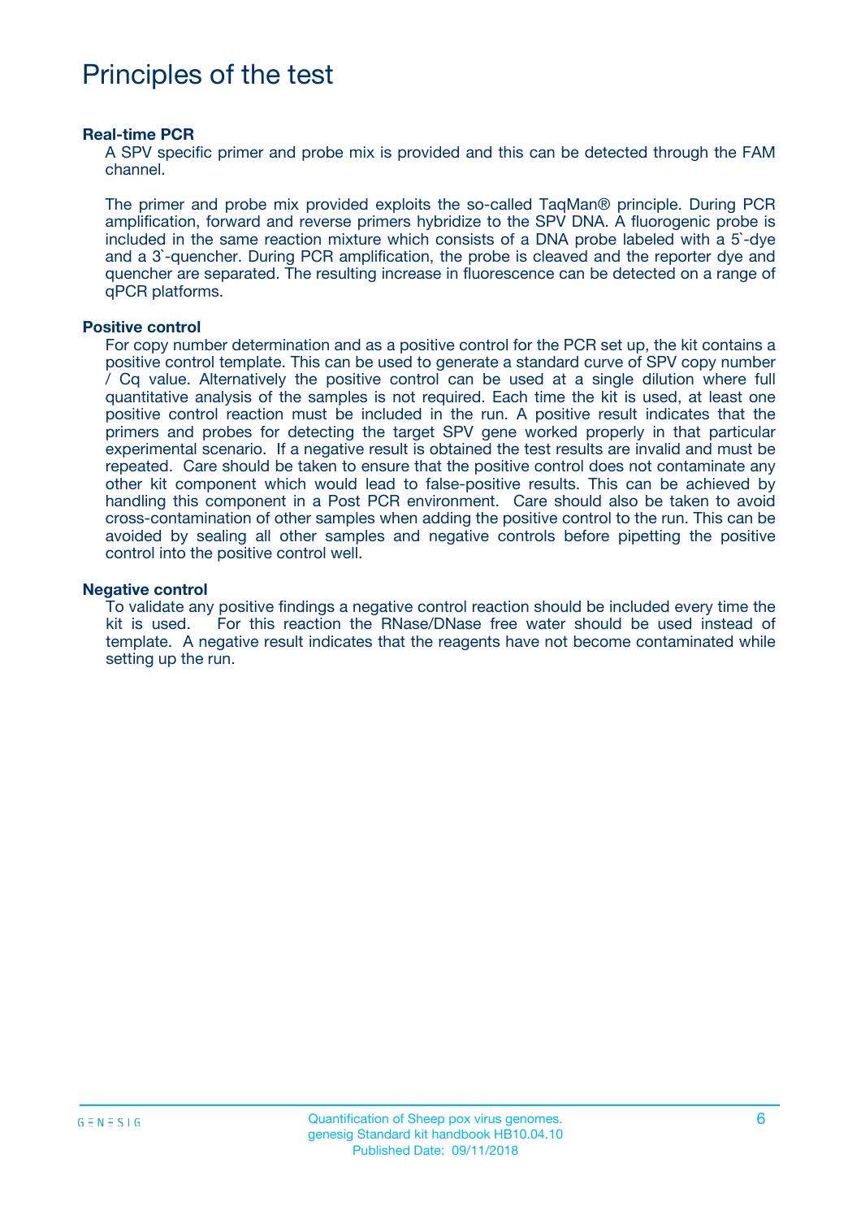# Principles of the test

**Real-time PCR**

A SPV specific primer and probe mix is provided and this can be detected through the FAM channel.

The primer and probe mix provided exploits the so-called TaqMan® principle. During PCR amplification, forward and reverse primers hybridize to the SPV DNA. A fluorogenic probe is included in the same reaction mixture which consists of a DNA probe labeled with a 5`-dye and a 3`-quencher. During PCR amplification, the probe is cleaved and the reporter dye and quencher are separated. The resulting increase in fluorescence can be detected on a range of qPCR platforms.

**Positive control**

For copy number determination and as a positive control for the PCR set up, the kit contains a positive control template. This can be used to generate a standard curve of SPV copy number / Cq value. Alternatively the positive control can be used at a single dilution where full quantitative analysis of the samples is not required. Each time the kit is used, at least one positive control reaction must be included in the run. A positive result indicates that the primers and probes for detecting the target SPV gene worked properly in that particular experimental scenario. If a negative result is obtained the test results are invalid and must be repeated. Care should be taken to ensure that the positive control does not contaminate any other kit component which would lead to false-positive results. This can be achieved by handling this component in a Post PCR environment. Care should also be taken to avoid cross-contamination of other samples when adding the positive control to the run. This can be avoided by sealing all other samples and negative controls before pipetting the positive control into the positive control well.

**Negative control**

To validate any positive findings a negative control reaction should be included every time the kit is used. For this reaction the RNase/DNase free water should be used instead of template. A negative result indicates that the reagents have not become contaminated while setting up the run.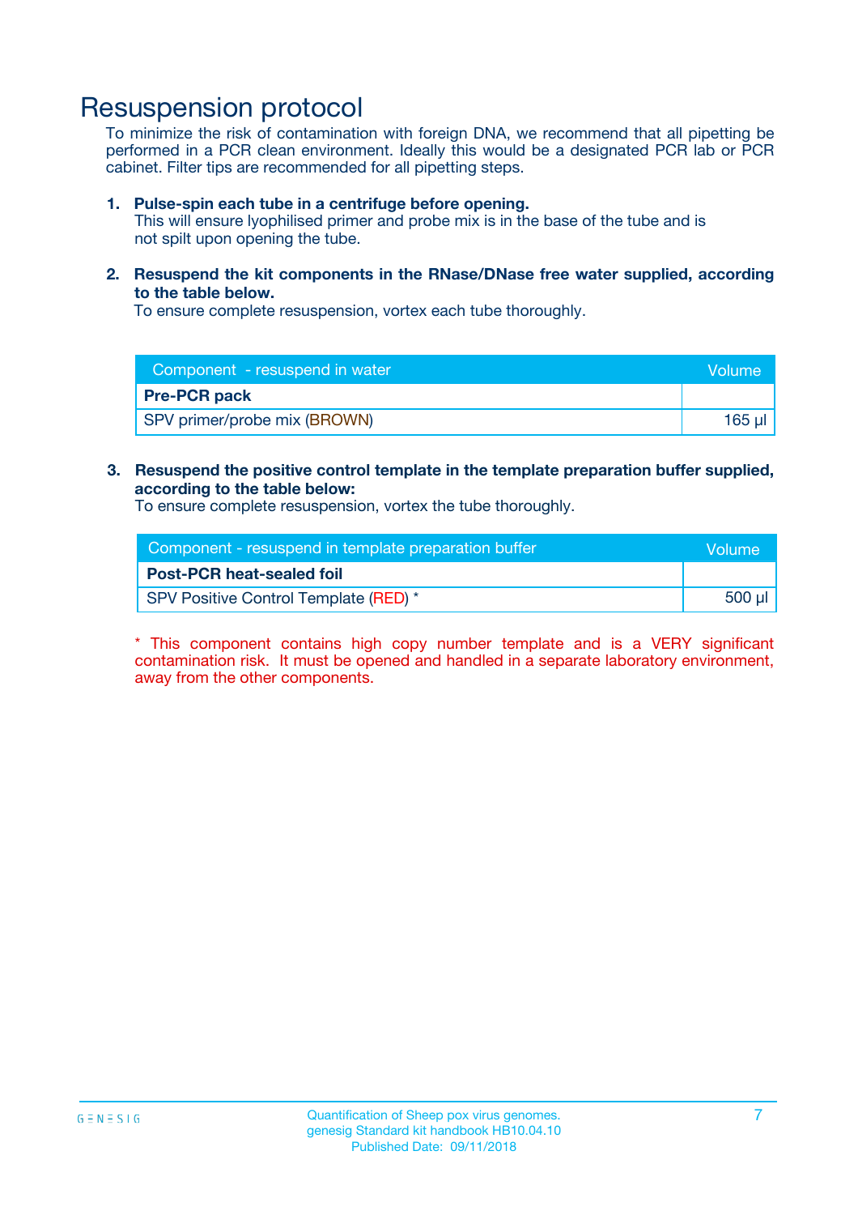# Resuspension protocol

To minimize the risk of contamination with foreign DNA, we recommend that all pipetting be performed in a PCR clean environment. Ideally this would be a designated PCR lab or PCR cabinet. Filter tips are recommended for all pipetting steps.

1. **Pulse-spin each tube in a centrifuge before opening.**
   This will ensure lyophilised primer and probe mix is in the base of the tube and is not spilt upon opening the tube.

2. **Resuspend the kit components in the RNase/DNase free water supplied, according to the table below.**
   To ensure complete resuspension, vortex each tube thoroughly.

| Component - resuspend in water | Volume |
|---|---|
| **Pre-PCR pack** | |
| SPV primer/probe mix (BROWN) | 165 µl |

3. **Resuspend the positive control template in the template preparation buffer supplied, according to the table below:**
   To ensure complete resuspension, vortex the tube thoroughly.

| Component - resuspend in template preparation buffer | Volume |
|---|---|
| **Post-PCR heat-sealed foil** | |
| SPV Positive Control Template (RED) * | 500 µl |

\* This component contains high copy number template and is a VERY significant contamination risk. It must be opened and handled in a separate laboratory environment, away from the other components.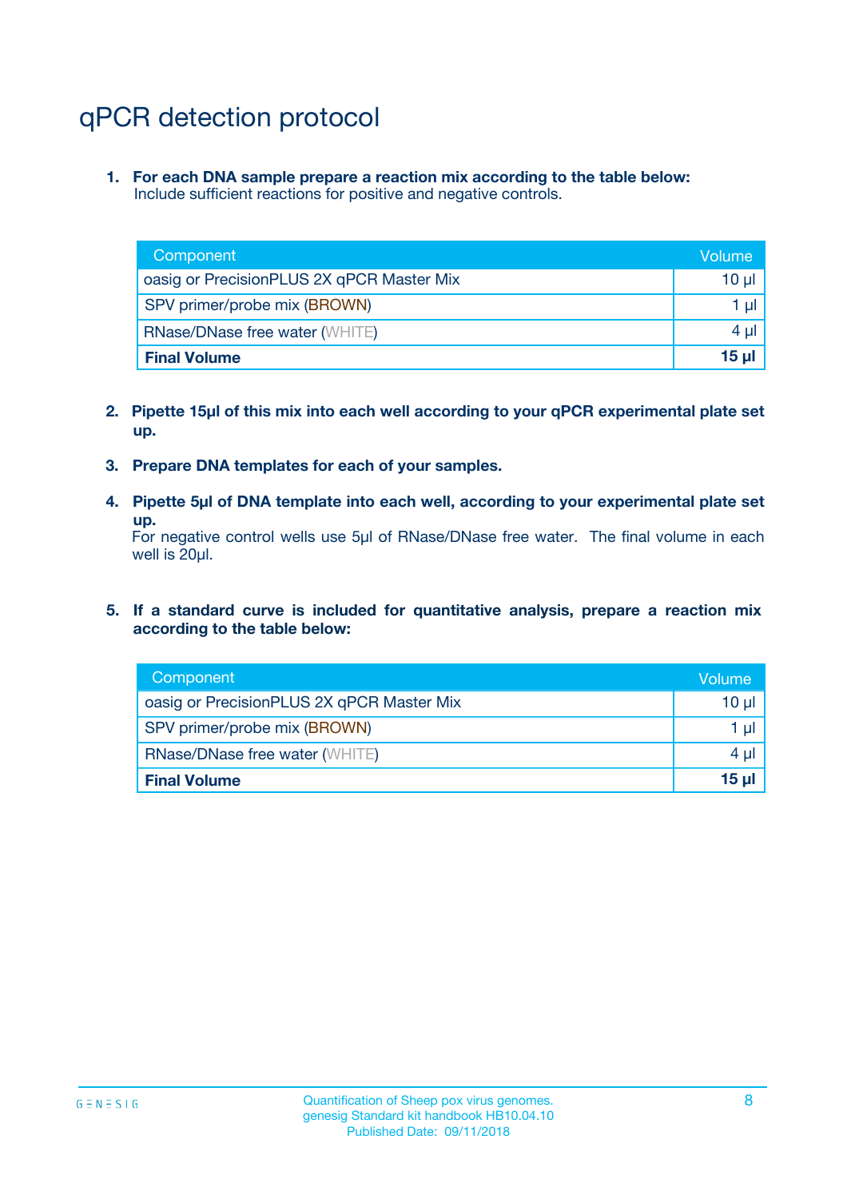# qPCR detection protocol

1. **For each DNA sample prepare a reaction mix according to the table below:**
   Include sufficient reactions for positive and negative controls.

| Component | Volume |
|---|---|
| oasig or PrecisionPLUS 2X qPCR Master Mix | 10 µl |
| SPV primer/probe mix (BROWN) | 1 µl |
| RNase/DNase free water (WHITE) | 4 µl |
| **Final Volume** | **15 µl** |

2. **Pipette 15µl of this mix into each well according to your qPCR experimental plate set up.**

3. **Prepare DNA templates for each of your samples.**

4. **Pipette 5µl of DNA template into each well, according to your experimental plate set up.**
   For negative control wells use 5µl of RNase/DNase free water. The final volume in each well is 20µl.

5. **If a standard curve is included for quantitative analysis, prepare a reaction mix according to the table below:**

| Component | Volume |
|---|---|
| oasig or PrecisionPLUS 2X qPCR Master Mix | 10 µl |
| SPV primer/probe mix (BROWN) | 1 µl |
| RNase/DNase free water (WHITE) | 4 µl |
| **Final Volume** | **15 µl** |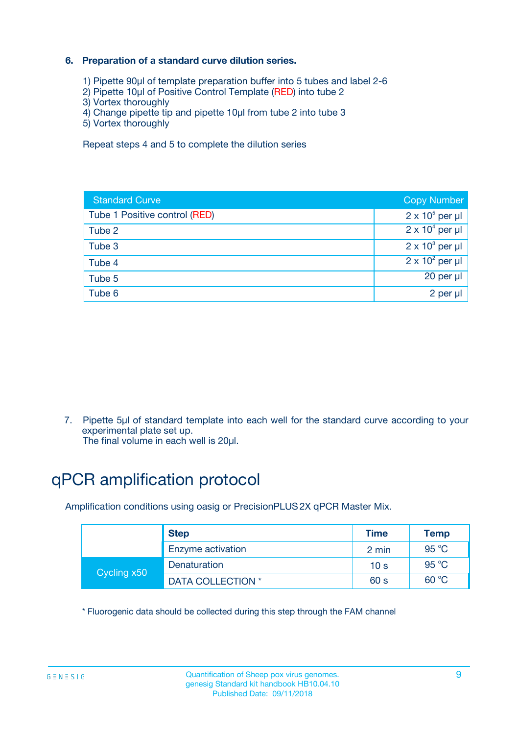### 6. Preparation of a standard curve dilution series.

1) Pipette 90µl of template preparation buffer into 5 tubes and label 2-6
2) Pipette 10µl of Positive Control Template (RED) into tube 2
3) Vortex thoroughly
4) Change pipette tip and pipette 10µl from tube 2 into tube 3
5) Vortex thoroughly

Repeat steps 4 and 5 to complete the dilution series

| Standard Curve | Copy Number |
|---|---|
| Tube 1 Positive control (RED) | $2 \times 10^5$ per µl |
| Tube 2 | $2 \times 10^4$ per µl |
| Tube 3 | $2 \times 10^3$ per µl |
| Tube 4 | $2 \times 10^2$ per µl |
| Tube 5 | 20 per µl |
| Tube 6 | 2 per µl |

7. Pipette 5µl of standard template into each well for the standard curve according to your experimental plate set up.
The final volume in each well is 20µl.

# qPCR amplification protocol

Amplification conditions using oasig or PrecisionPLUS 2X qPCR Master Mix.

| | Step | Time | Temp |
|---|---|---|---|
| | Enzyme activation | 2 min | 95 °C |
| Cycling x50 | Denaturation | 10 s | 95 °C |
| | DATA COLLECTION * | 60 s | 60 °C |

\* Fluorogenic data should be collected during this step through the FAM channel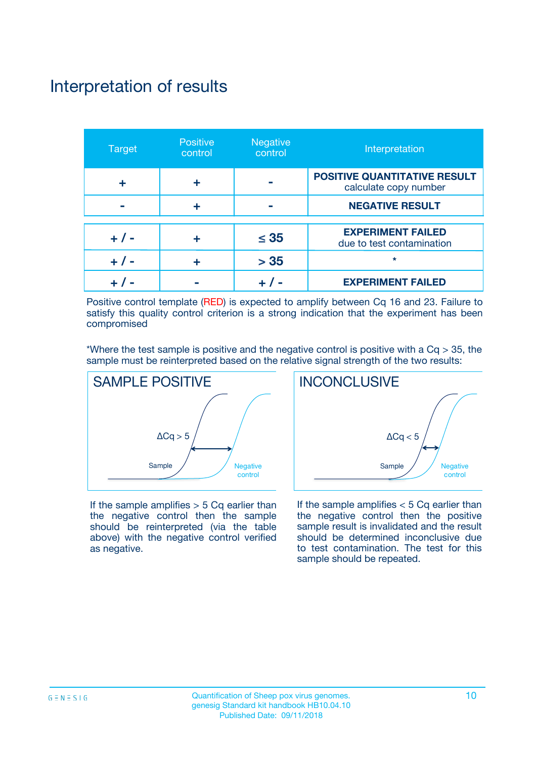# Interpretation of results

| Target | Positive control | Negative control | Interpretation |
|---|---|---|---|
| + | + | - | **POSITIVE QUANTITATIVE RESULT** calculate copy number |
| - | + | - | **NEGATIVE RESULT** |
| + / - | + | ≤ 35 | **EXPERIMENT FAILED** due to test contamination |
| + / - | + | > 35 | * |
| + / - | - | + / - | **EXPERIMENT FAILED** |

Positive control template (RED) is expected to amplify between Cq 16 and 23. Failure to satisfy this quality control criterion is a strong indication that the experiment has been compromised

*Where the test sample is positive and the negative control is positive with a Cq > 35, the sample must be reinterpreted based on the relative signal strength of the two results:

SAMPLE POSITIVE

ΔCq > 5

Sample

Negative control

If the sample amplifies > 5 Cq earlier than the negative control then the sample should be reinterpreted (via the table above) with the negative control verified as negative.

INCONCLUSIVE

ΔCq < 5

Sample

Negative control

If the sample amplifies < 5 Cq earlier than the negative control then the positive sample result is invalidated and the result should be determined inconclusive due to test contamination. The test for this sample should be repeated.